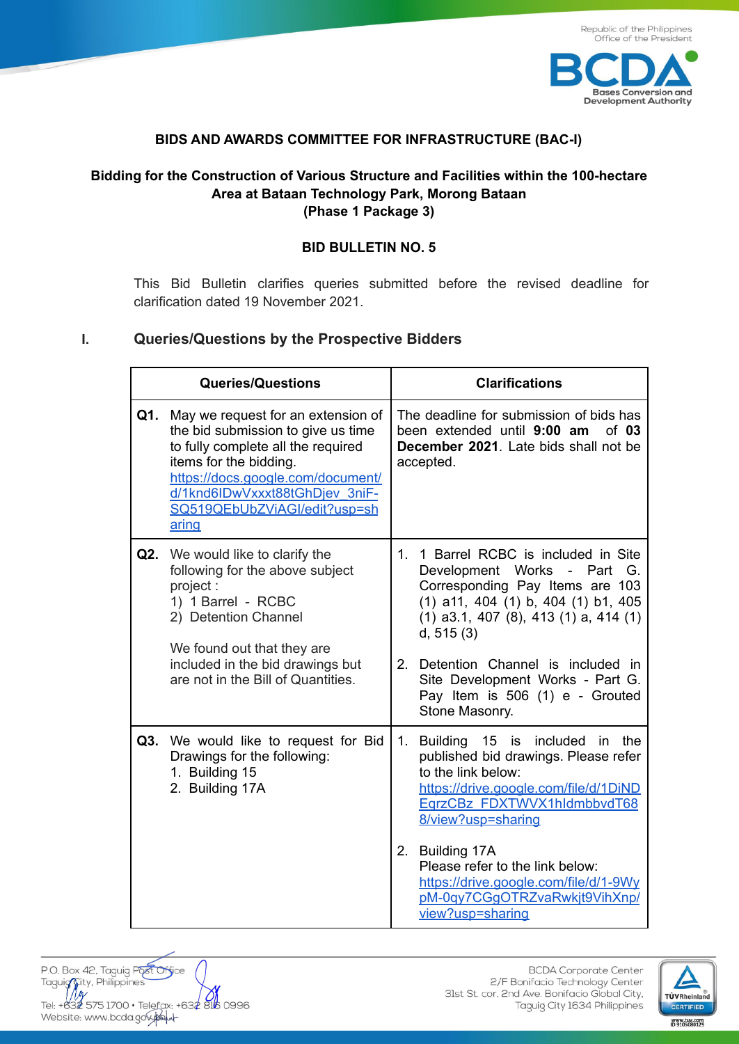**BIDS AND AWARDS COMMITTEE FOR INFRASTRUCTURE (BAC-I)**

**Bidding for the Construction of Various Structure and Facilities within the 100-hectare Area at Bataan Technology Park, Morong Bataan (Phase 1 Package 3)**

**BID BULLETIN NO. 5**

This Bid Bulletin clarifies queries submitted before the revised deadline for clarification dated 19 November 2021.

## I. Queries/Questions by the Prospective Bidders

| Queries/Questions | Clarifications |
|---|---|
| **Q1.** May we request for an extension of the bid submission to give us time to fully complete all the required items for the bidding. https://docs.google.com/document/d/1knd6IDwVxxxt88tGhDjev_3niF-SQ519QEbUbZViAGI/edit?usp=sharing | The deadline for submission of bids has been extended until **9:00 am** of **03 December 2021**. Late bids shall not be accepted. |
| **Q2.** We would like to clarify the following for the above subject project : 1) 1 Barrel - RCBC 2) Detention Channel We found out that they are included in the bid drawings but are not in the Bill of Quantities. | 1. 1 Barrel RCBC is included in Site Development Works - Part G. Corresponding Pay Items are 103 (1) a11, 404 (1) b, 404 (1) b1, 405 (1) a3.1, 407 (8), 413 (1) a, 414 (1) d, 515 (3) 2. Detention Channel is included in Site Development Works - Part G. Pay Item is 506 (1) e - Grouted Stone Masonry. |
| **Q3.** We would like to request for Bid Drawings for the following: 1. Building 15 2. Building 17A | 1. Building 15 is included in the published bid drawings. Please refer to the link below: https://drive.google.com/file/d/1DiNDEqrzCBz_FDXTWVX1hIdmbbvdT688/view?usp=sharing 2. Building 17A Please refer to the link below: https://drive.google.com/file/d/1-9WypM-0qy7CGgOTRZvaRwkjt9VihXnp/view?usp=sharing |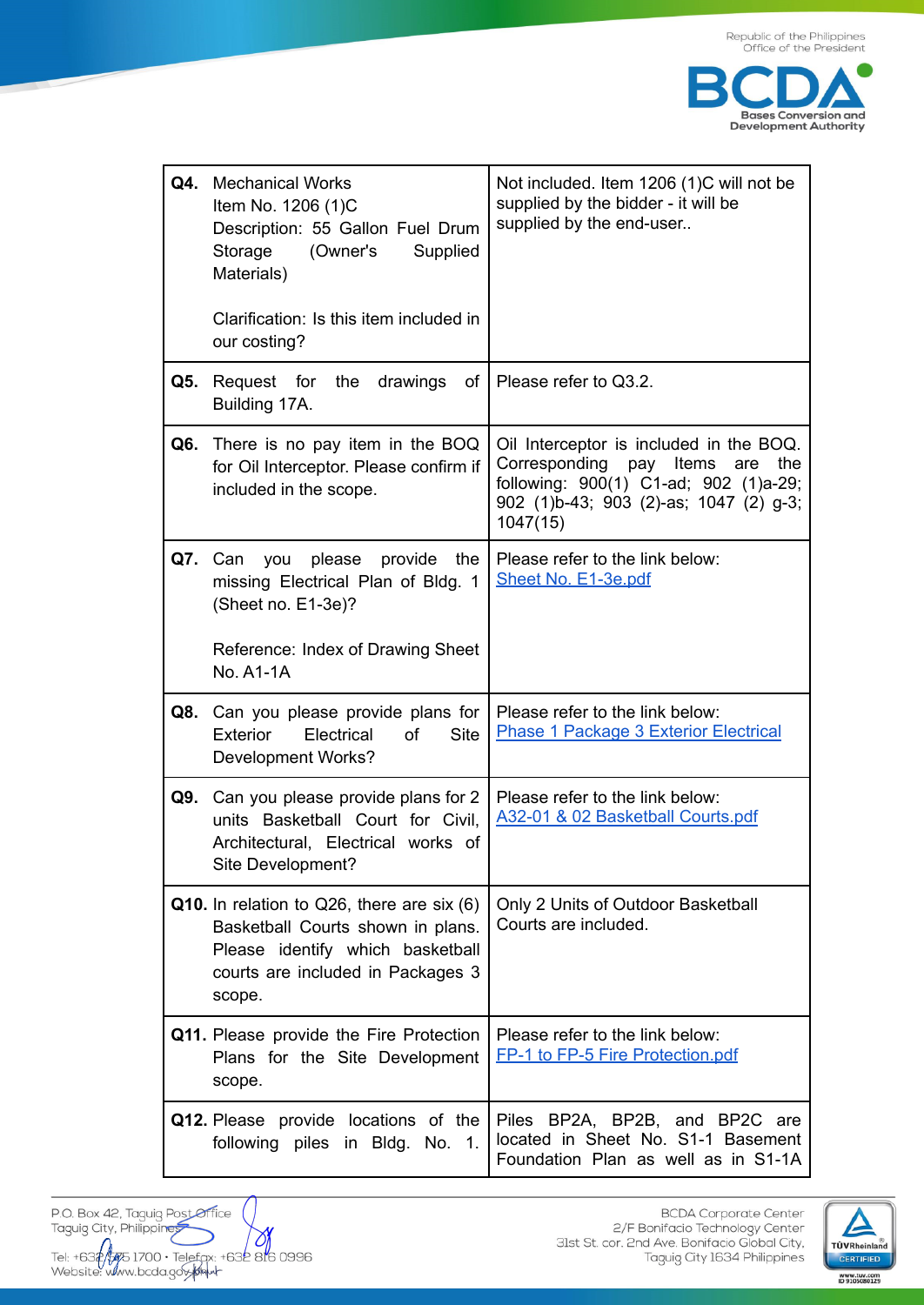| | |
|---|---|
| **Q4.** Mechanical Works<br>Item No. 1206 (1)C<br>Description: 55 Gallon Fuel Drum Storage (Owner's Supplied Materials)<br><br>Clarification: Is this item included in our costing? | Not included. Item 1206 (1)C will not be supplied by the bidder - it will be supplied by the end-user.. |
| **Q5.** Request for the drawings of Building 17A. | Please refer to Q3.2. |
| **Q6.** There is no pay item in the BOQ for Oil Interceptor. Please confirm if included in the scope. | Oil Interceptor is included in the BOQ. Corresponding pay Items are the following: 900(1) C1-ad; 902 (1)a-29; 902 (1)b-43; 903 (2)-as; 1047 (2) g-3; 1047(15) |
| **Q7.** Can you please provide the missing Electrical Plan of Bldg. 1 (Sheet no. E1-3e)?<br><br>Reference: Index of Drawing Sheet No. A1-1A | Please refer to the link below:<br>Sheet No. E1-3e.pdf |
| **Q8.** Can you please provide plans for Exterior Electrical of Site Development Works? | Please refer to the link below:<br>Phase 1 Package 3 Exterior Electrical |
| **Q9.** Can you please provide plans for 2 units Basketball Court for Civil, Architectural, Electrical works of Site Development? | Please refer to the link below:<br>A32-01 & 02 Basketball Courts.pdf |
| **Q10.** In relation to Q26, there are six (6) Basketball Courts shown in plans. Please identify which basketball courts are included in Packages 3 scope. | Only 2 Units of Outdoor Basketball Courts are included. |
| **Q11.** Please provide the Fire Protection Plans for the Site Development scope. | Please refer to the link below:<br>FP-1 to FP-5 Fire Protection.pdf |
| **Q12.** Please provide locations of the following piles in Bldg. No. 1. | Piles BP2A, BP2B, and BP2C are located in Sheet No. S1-1 Basement Foundation Plan as well as in S1-1A |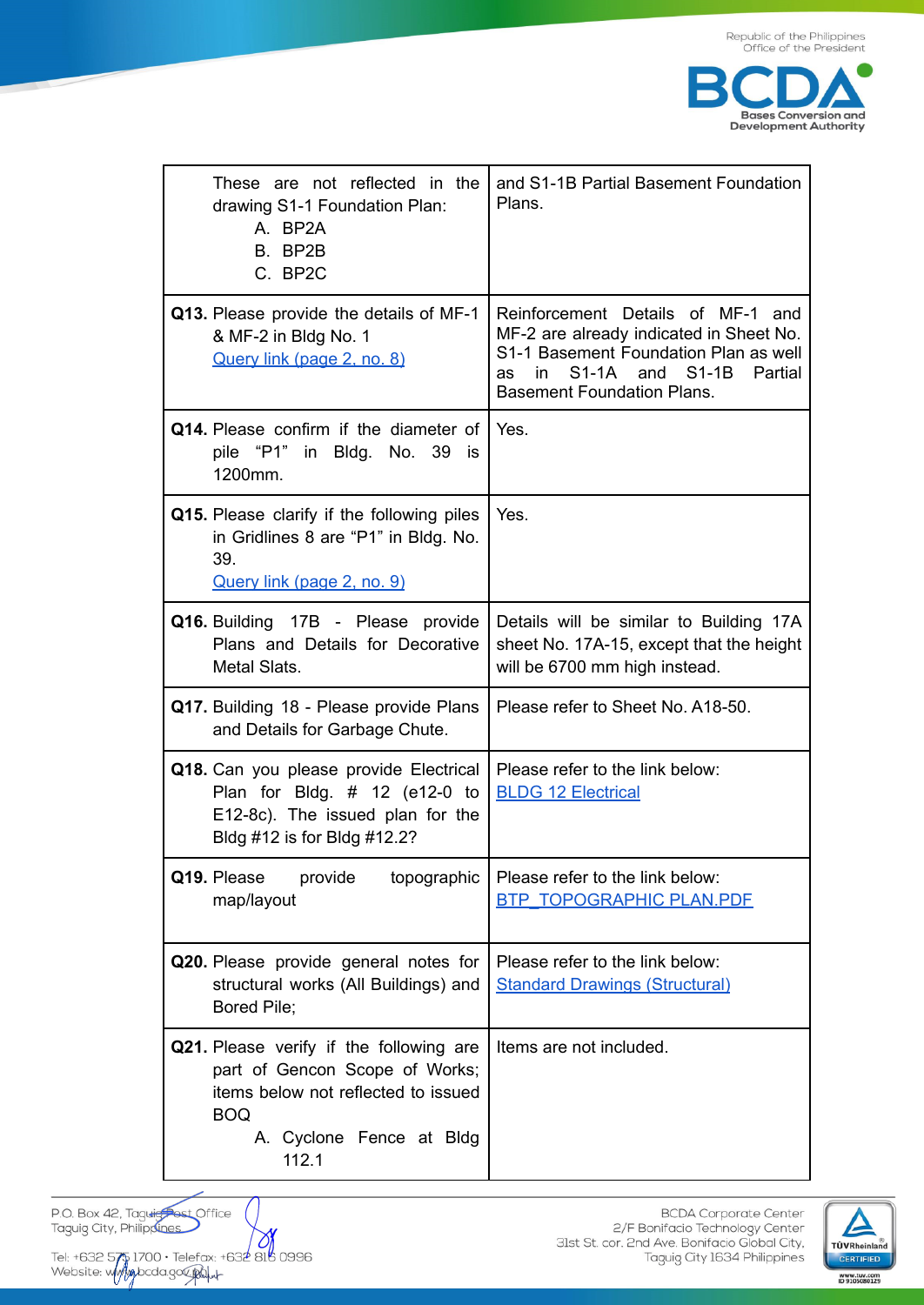| | |
|---|---|
| These are not reflected in the drawing S1-1 Foundation Plan:<br>A. BP2A<br>B. BP2B<br>C. BP2C | and S1-1B Partial Basement Foundation Plans. |
| **Q13.** Please provide the details of MF-1 & MF-2 in Bldg No. 1<br>[Query link (page 2, no. 8)]() | Reinforcement Details of MF-1 and MF-2 are already indicated in Sheet No. S1-1 Basement Foundation Plan as well as in S1-1A and S1-1B Partial Basement Foundation Plans. |
| **Q14.** Please confirm if the diameter of pile "P1" in Bldg. No. 39 is 1200mm. | Yes. |
| **Q15.** Please clarify if the following piles in Gridlines 8 are "P1" in Bldg. No. 39.<br>[Query link (page 2, no. 9)]() | Yes. |
| **Q16.** Building 17B - Please provide Plans and Details for Decorative Metal Slats. | Details will be similar to Building 17A sheet No. 17A-15, except that the height will be 6700 mm high instead. |
| **Q17.** Building 18 - Please provide Plans and Details for Garbage Chute. | Please refer to Sheet No. A18-50. |
| **Q18.** Can you please provide Electrical Plan for Bldg. # 12 (e12-0 to E12-8c). The issued plan for the Bldg #12 is for Bldg #12.2? | Please refer to the link below:<br>[BLDG 12 Electrical]() |
| **Q19.** Please provide topographic map/layout | Please refer to the link below:<br>[BTP_TOPOGRAPHIC PLAN.PDF]() |
| **Q20.** Please provide general notes for structural works (All Buildings) and Bored Pile; | Please refer to the link below:<br>[Standard Drawings (Structural)]() |
| **Q21.** Please verify if the following are part of Gencon Scope of Works; items below not reflected to issued BOQ<br>A. Cyclone Fence at Bldg 112.1 | Items are not included. |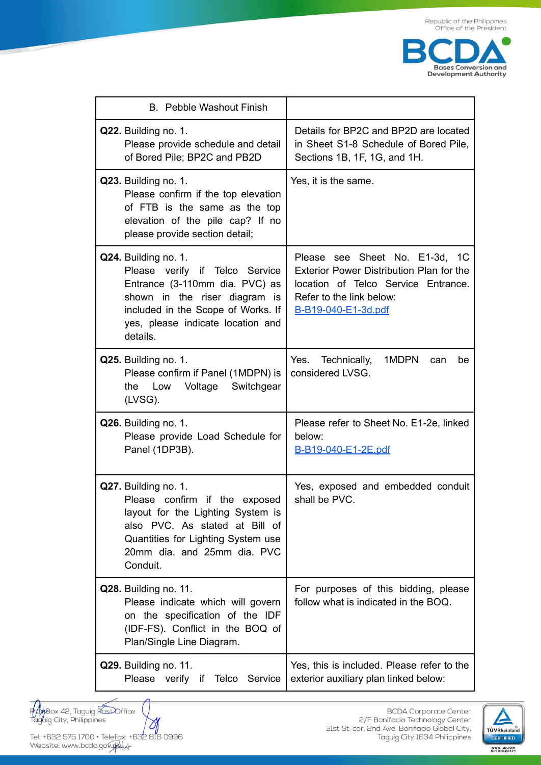| B. Pebble Washout Finish | |
|---|---|
| **Q22.** Building no. 1. Please provide schedule and detail of Bored Pile; BP2C and PB2D | Details for BP2C and BP2D are located in Sheet S1-8 Schedule of Bored Pile, Sections 1B, 1F, 1G, and 1H. |
| **Q23.** Building no. 1. Please confirm if the top elevation of FTB is the same as the top elevation of the pile cap? If no please provide section detail; | Yes, it is the same. |
| **Q24.** Building no. 1. Please verify if Telco Service Entrance (3-110mm dia. PVC) as shown in the riser diagram is included in the Scope of Works. If yes, please indicate location and details. | Please see Sheet No. E1-3d, 1C Exterior Power Distribution Plan for the location of Telco Service Entrance. Refer to the link below: B-B19-040-E1-3d.pdf |
| **Q25.** Building no. 1. Please confirm if Panel (1MDPN) is the Low Voltage Switchgear (LVSG). | Yes. Technically, 1MDPN can be considered LVSG. |
| **Q26.** Building no. 1. Please provide Load Schedule for Panel (1DP3B). | Please refer to Sheet No. E1-2e, linked below: B-B19-040-E1-2E.pdf |
| **Q27.** Building no. 1. Please confirm if the exposed layout for the Lighting System is also PVC. As stated at Bill of Quantities for Lighting System use 20mm dia. and 25mm dia. PVC Conduit. | Yes, exposed and embedded conduit shall be PVC. |
| **Q28.** Building no. 11. Please indicate which will govern on the specification of the IDF (IDF-FS). Conflict in the BOQ of Plan/Single Line Diagram. | For purposes of this bidding, please follow what is indicated in the BOQ. |
| **Q29.** Building no. 11. Please verify if Telco Service | Yes, this is included. Please refer to the exterior auxiliary plan linked below: |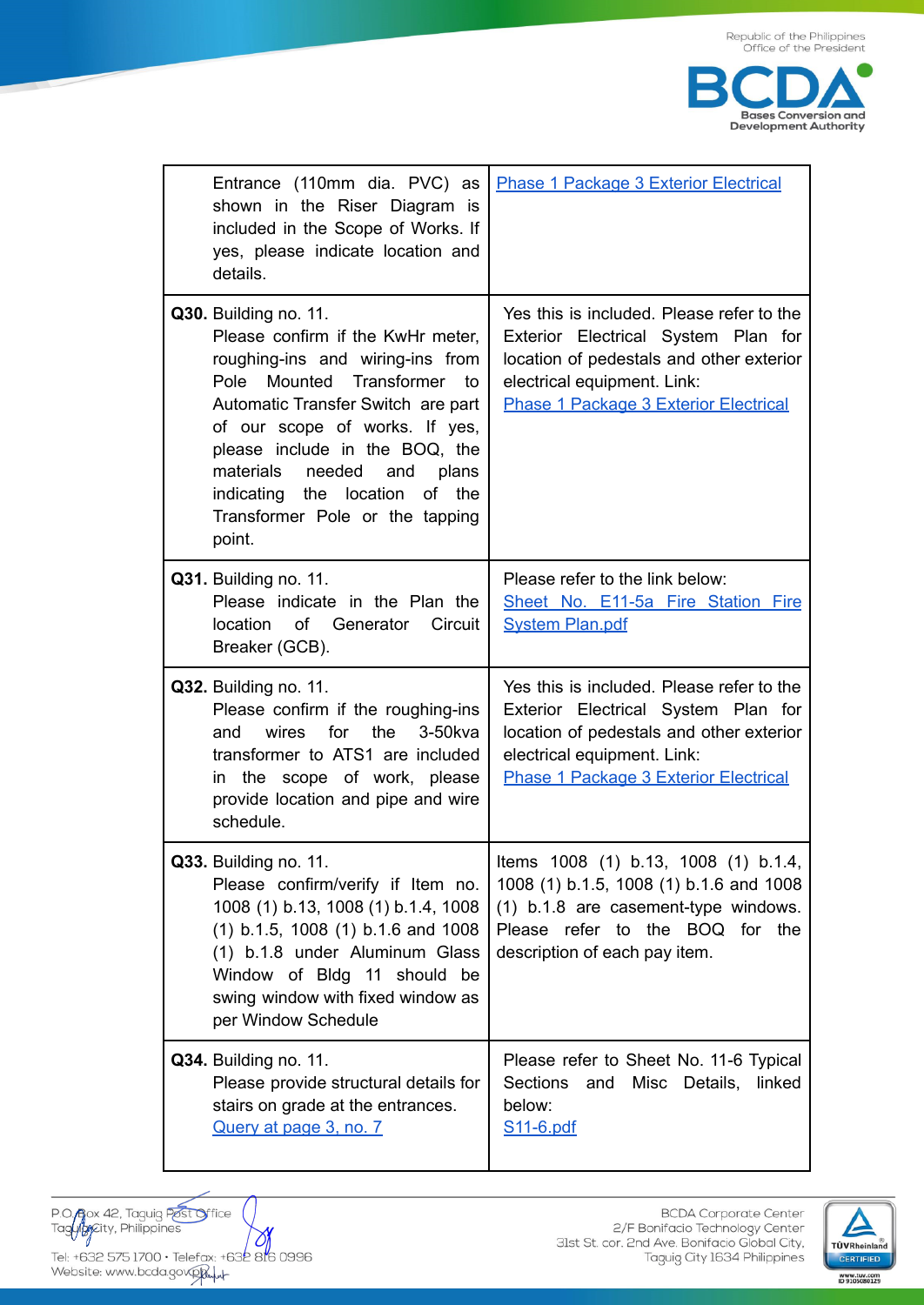| | |
|---|---|
| Entrance (110mm dia. PVC) as shown in the Riser Diagram is included in the Scope of Works. If yes, please indicate location and details. | Phase 1 Package 3 Exterior Electrical |
| **Q30.** Building no. 11. Please confirm if the KwHr meter, roughing-ins and wiring-ins from Pole Mounted Transformer to Automatic Transfer Switch are part of our scope of works. If yes, please include in the BOQ, the materials needed and plans indicating the location of the Transformer Pole or the tapping point. | Yes this is included. Please refer to the Exterior Electrical System Plan for location of pedestals and other exterior electrical equipment. Link: Phase 1 Package 3 Exterior Electrical |
| **Q31.** Building no. 11. Please indicate in the Plan the location of Generator Circuit Breaker (GCB). | Please refer to the link below: Sheet No. E11-5a Fire Station Fire System Plan.pdf |
| **Q32.** Building no. 11. Please confirm if the roughing-ins and wires for the 3-50kva transformer to ATS1 are included in the scope of work, please provide location and pipe and wire schedule. | Yes this is included. Please refer to the Exterior Electrical System Plan for location of pedestals and other exterior electrical equipment. Link: Phase 1 Package 3 Exterior Electrical |
| **Q33.** Building no. 11. Please confirm/verify if Item no. 1008 (1) b.13, 1008 (1) b.1.4, 1008 (1) b.1.5, 1008 (1) b.1.6 and 1008 (1) b.1.8 under Aluminum Glass Window of Bldg 11 should be swing window with fixed window as per Window Schedule | Items 1008 (1) b.13, 1008 (1) b.1.4, 1008 (1) b.1.5, 1008 (1) b.1.6 and 1008 (1) b.1.8 are casement-type windows. Please refer to the BOQ for the description of each pay item. |
| **Q34.** Building no. 11. Please provide structural details for stairs on grade at the entrances. Query at page 3, no. 7 | Please refer to Sheet No. 11-6 Typical Sections and Misc Details, linked below: S11-6.pdf |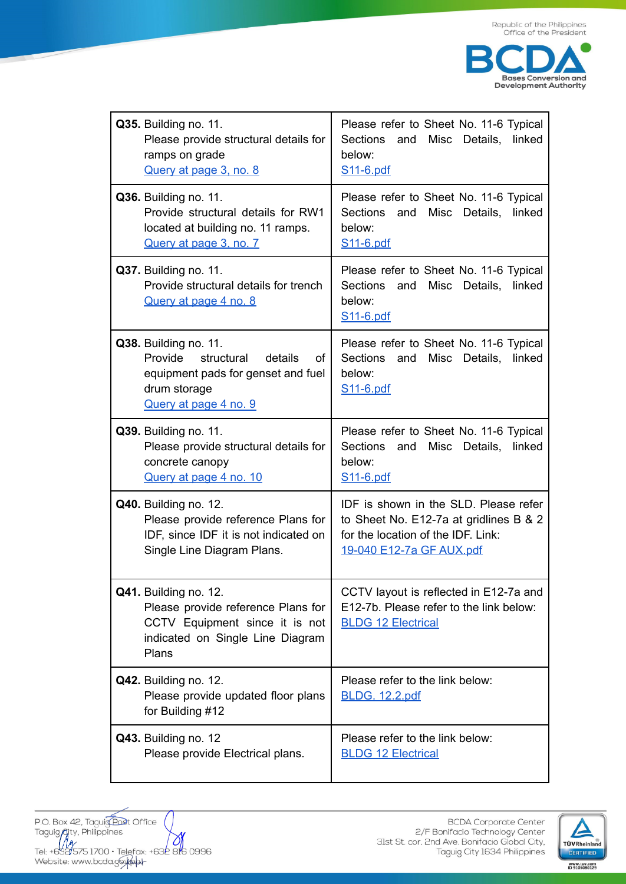| | |
|---|---|
| **Q35.** Building no. 11.<br>Please provide structural details for ramps on grade<br>Query at page 3, no. 8 | Please refer to Sheet No. 11-6 Typical Sections and Misc Details, linked below:<br>S11-6.pdf |
| **Q36.** Building no. 11.<br>Provide structural details for RW1 located at building no. 11 ramps.<br>Query at page 3, no. 7 | Please refer to Sheet No. 11-6 Typical Sections and Misc Details, linked below:<br>S11-6.pdf |
| **Q37.** Building no. 11.<br>Provide structural details for trench<br>Query at page 4 no. 8 | Please refer to Sheet No. 11-6 Typical Sections and Misc Details, linked below:<br>S11-6.pdf |
| **Q38.** Building no. 11.<br>Provide structural details of equipment pads for genset and fuel drum storage<br>Query at page 4 no. 9 | Please refer to Sheet No. 11-6 Typical Sections and Misc Details, linked below:<br>S11-6.pdf |
| **Q39.** Building no. 11.<br>Please provide structural details for concrete canopy<br>Query at page 4 no. 10 | Please refer to Sheet No. 11-6 Typical Sections and Misc Details, linked below:<br>S11-6.pdf |
| **Q40.** Building no. 12.<br>Please provide reference Plans for IDF, since IDF it is not indicated on Single Line Diagram Plans. | IDF is shown in the SLD. Please refer to Sheet No. E12-7a at gridlines B & 2 for the location of the IDF. Link:<br>19-040 E12-7a GF AUX.pdf |
| **Q41.** Building no. 12.<br>Please provide reference Plans for CCTV Equipment since it is not indicated on Single Line Diagram Plans | CCTV layout is reflected in E12-7a and E12-7b. Please refer to the link below:<br>BLDG 12 Electrical |
| **Q42.** Building no. 12.<br>Please provide updated floor plans for Building #12 | Please refer to the link below:<br>BLDG. 12.2.pdf |
| **Q43.** Building no. 12<br>Please provide Electrical plans. | Please refer to the link below:<br>BLDG 12 Electrical |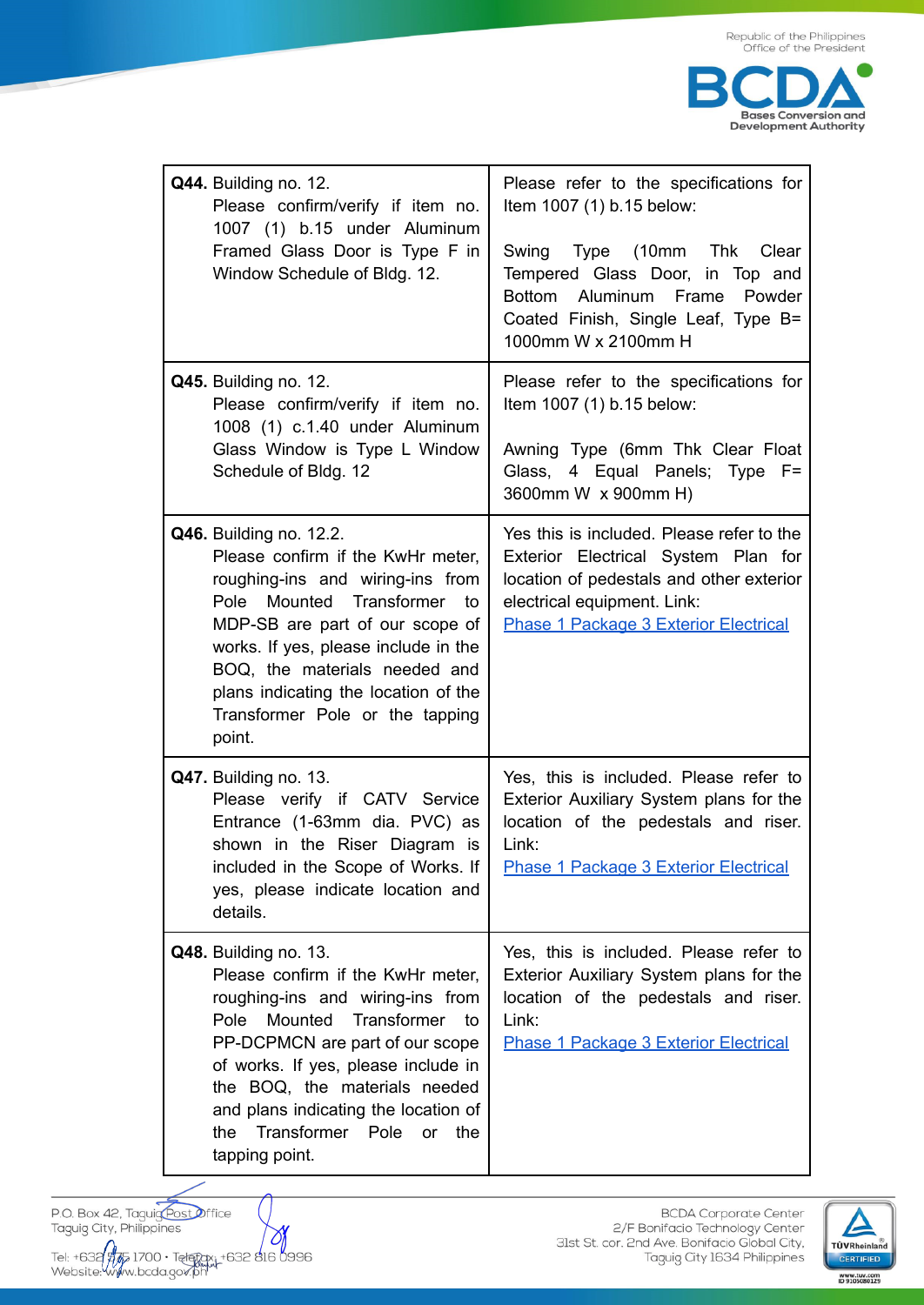| | |
|---|---|
| **Q44.** Building no. 12.<br>Please confirm/verify if item no. 1007 (1) b.15 under Aluminum Framed Glass Door is Type F in Window Schedule of Bldg. 12. | Please refer to the specifications for Item 1007 (1) b.15 below:<br><br>Swing Type (10mm Thk Clear Tempered Glass Door, in Top and Bottom Aluminum Frame Powder Coated Finish, Single Leaf, Type B= 1000mm W x 2100mm H |
| **Q45.** Building no. 12.<br>Please confirm/verify if item no. 1008 (1) c.1.40 under Aluminum Glass Window is Type L Window Schedule of Bldg. 12 | Please refer to the specifications for Item 1007 (1) b.15 below:<br><br>Awning Type (6mm Thk Clear Float Glass, 4 Equal Panels; Type F= 3600mm W x 900mm H) |
| **Q46.** Building no. 12.2.<br>Please confirm if the KwHr meter, roughing-ins and wiring-ins from Pole Mounted Transformer to MDP-SB are part of our scope of works. If yes, please include in the BOQ, the materials needed and plans indicating the location of the Transformer Pole or the tapping point. | Yes this is included. Please refer to the Exterior Electrical System Plan for location of pedestals and other exterior electrical equipment. Link:<br>[Phase 1 Package 3 Exterior Electrical] |
| **Q47.** Building no. 13.<br>Please verify if CATV Service Entrance (1-63mm dia. PVC) as shown in the Riser Diagram is included in the Scope of Works. If yes, please indicate location and details. | Yes, this is included. Please refer to Exterior Auxiliary System plans for the location of the pedestals and riser. Link:<br>[Phase 1 Package 3 Exterior Electrical] |
| **Q48.** Building no. 13.<br>Please confirm if the KwHr meter, roughing-ins and wiring-ins from Pole Mounted Transformer to PP-DCPMCN are part of our scope of works. If yes, please include in the BOQ, the materials needed and plans indicating the location of the Transformer Pole or the tapping point. | Yes, this is included. Please refer to Exterior Auxiliary System plans for the location of the pedestals and riser. Link:<br>[Phase 1 Package 3 Exterior Electrical] |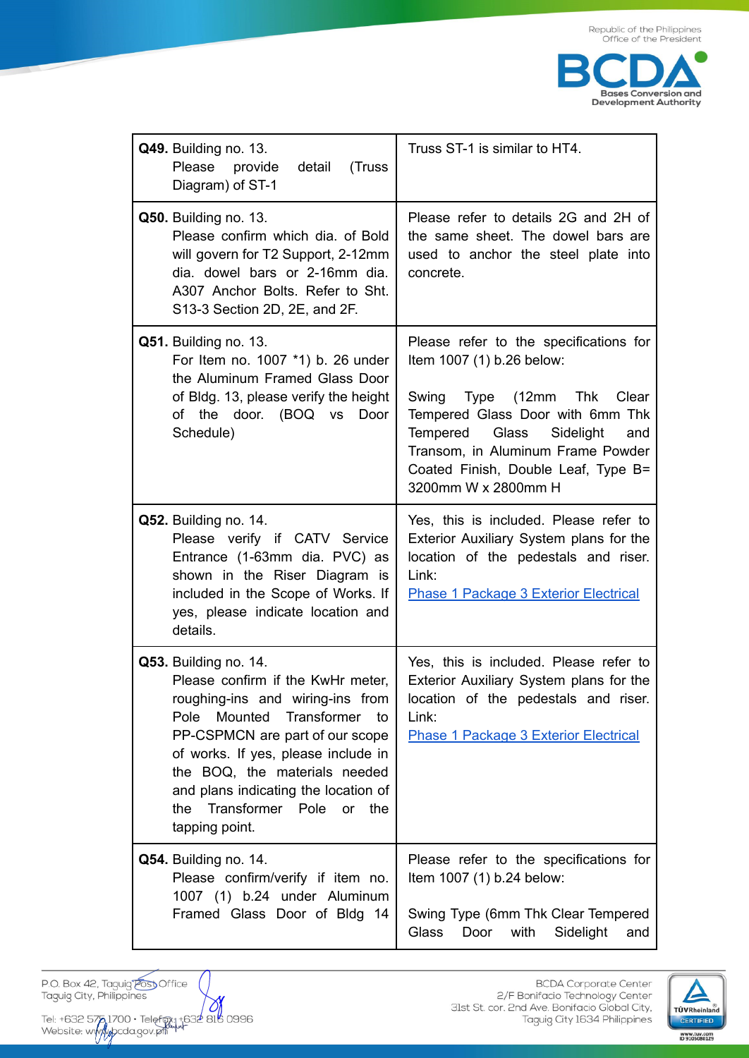| | |
|---|---|
| **Q49.** Building no. 13. Please provide detail (Truss Diagram) of ST-1 | Truss ST-1 is similar to HT4. |
| **Q50.** Building no. 13. Please confirm which dia. of Bold will govern for T2 Support, 2-12mm dia. dowel bars or 2-16mm dia. A307 Anchor Bolts. Refer to Sht. S13-3 Section 2D, 2E, and 2F. | Please refer to details 2G and 2H of the same sheet. The dowel bars are used to anchor the steel plate into concrete. |
| **Q51.** Building no. 13. For Item no. 1007 *1) b. 26 under the Aluminum Framed Glass Door of Bldg. 13, please verify the height of the door. (BOQ vs Door Schedule) | Please refer to the specifications for Item 1007 (1) b.26 below:<br><br>Swing Type (12mm Thk Clear Tempered Glass Door with 6mm Thk Tempered Glass Sidelight and Transom, in Aluminum Frame Powder Coated Finish, Double Leaf, Type B= 3200mm W x 2800mm H |
| **Q52.** Building no. 14. Please verify if CATV Service Entrance (1-63mm dia. PVC) as shown in the Riser Diagram is included in the Scope of Works. If yes, please indicate location and details. | Yes, this is included. Please refer to Exterior Auxiliary System plans for the location of the pedestals and riser. Link:<br>Phase 1 Package 3 Exterior Electrical |
| **Q53.** Building no. 14. Please confirm if the KwHr meter, roughing-ins and wiring-ins from Pole Mounted Transformer to PP-CSPMCN are part of our scope of works. If yes, please include in the BOQ, the materials needed and plans indicating the location of the Transformer Pole or the tapping point. | Yes, this is included. Please refer to Exterior Auxiliary System plans for the location of the pedestals and riser. Link:<br>Phase 1 Package 3 Exterior Electrical |
| **Q54.** Building no. 14. Please confirm/verify if item no. 1007 (1) b.24 under Aluminum Framed Glass Door of Bldg 14 | Please refer to the specifications for Item 1007 (1) b.24 below:<br><br>Swing Type (6mm Thk Clear Tempered Glass Door with Sidelight and |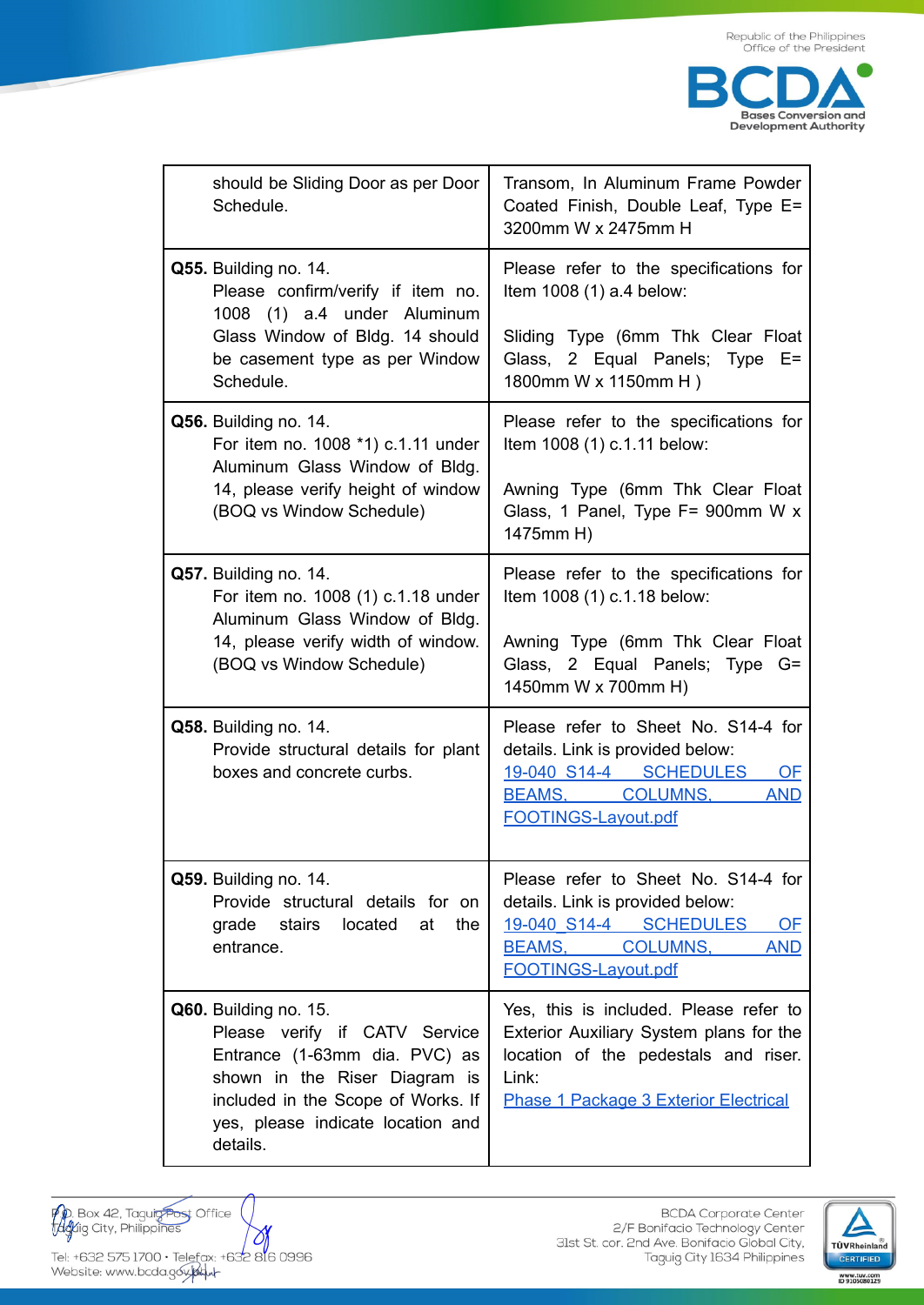| | |
|---|---|
| should be Sliding Door as per Door Schedule. | Transom, In Aluminum Frame Powder Coated Finish, Double Leaf, Type E= 3200mm W x 2475mm H |
| **Q55.** Building no. 14.<br>Please confirm/verify if item no. 1008 (1) a.4 under Aluminum Glass Window of Bldg. 14 should be casement type as per Window Schedule. | Please refer to the specifications for Item 1008 (1) a.4 below:<br><br>Sliding Type (6mm Thk Clear Float Glass, 2 Equal Panels; Type E= 1800mm W x 1150mm H ) |
| **Q56.** Building no. 14.<br>For item no. 1008 *1) c.1.11 under Aluminum Glass Window of Bldg. 14, please verify height of window (BOQ vs Window Schedule) | Please refer to the specifications for Item 1008 (1) c.1.11 below:<br><br>Awning Type (6mm Thk Clear Float Glass, 1 Panel, Type F= 900mm W x 1475mm H) |
| **Q57.** Building no. 14.<br>For item no. 1008 (1) c.1.18 under Aluminum Glass Window of Bldg. 14, please verify width of window. (BOQ vs Window Schedule) | Please refer to the specifications for Item 1008 (1) c.1.18 below:<br><br>Awning Type (6mm Thk Clear Float Glass, 2 Equal Panels; Type G= 1450mm W x 700mm H) |
| **Q58.** Building no. 14.<br>Provide structural details for plant boxes and concrete curbs. | Please refer to Sheet No. S14-4 for details. Link is provided below:<br>19-040_S14-4 SCHEDULES OF BEAMS, COLUMNS, AND FOOTINGS-Layout.pdf |
| **Q59.** Building no. 14.<br>Provide structural details for on grade stairs located at the entrance. | Please refer to Sheet No. S14-4 for details. Link is provided below:<br>19-040_S14-4 SCHEDULES OF BEAMS, COLUMNS, AND FOOTINGS-Layout.pdf |
| **Q60.** Building no. 15.<br>Please verify if CATV Service Entrance (1-63mm dia. PVC) as shown in the Riser Diagram is included in the Scope of Works. If yes, please indicate location and details. | Yes, this is included. Please refer to Exterior Auxiliary System plans for the location of the pedestals and riser. Link:<br>Phase 1 Package 3 Exterior Electrical |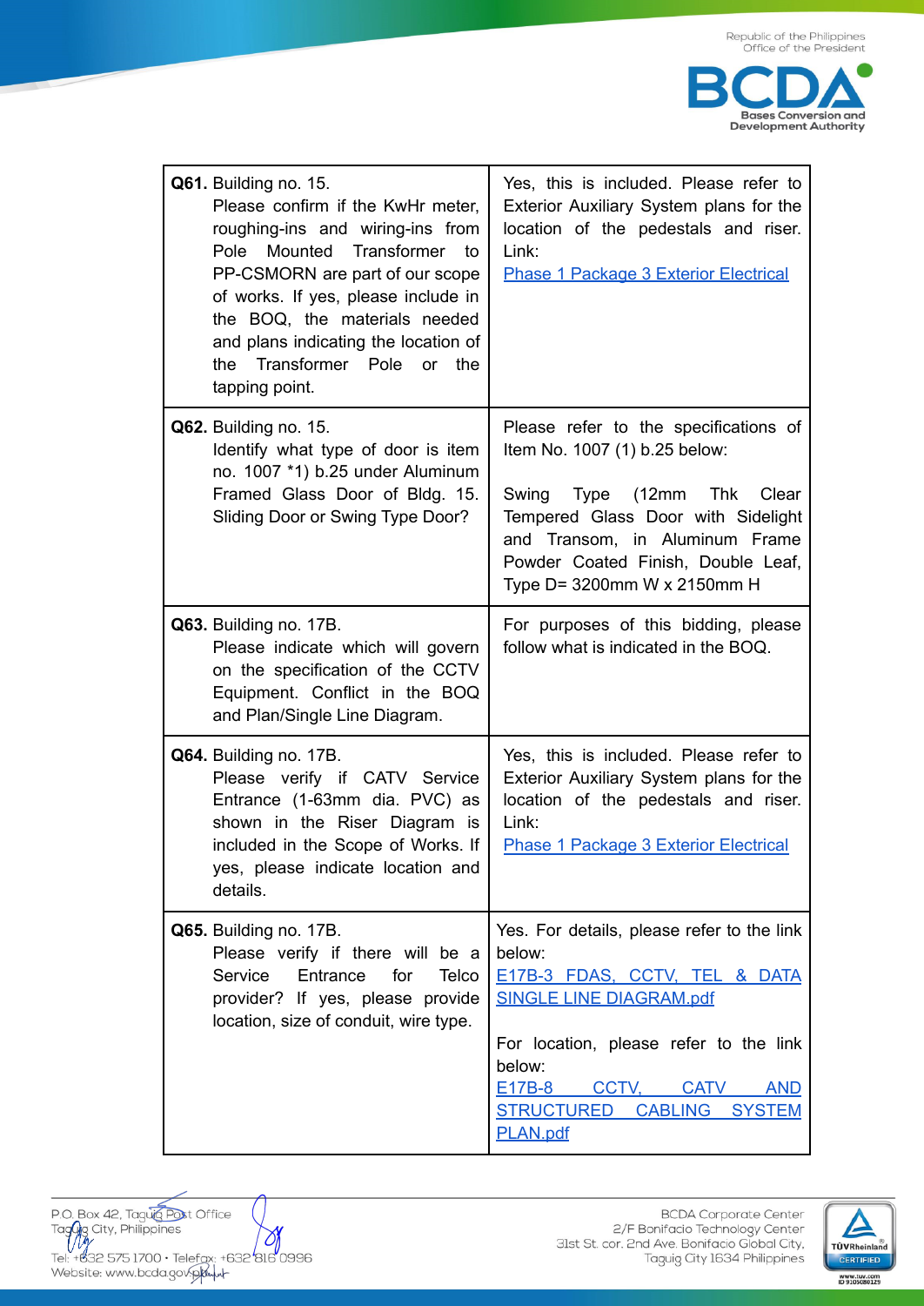| | |
|---|---|
| **Q61.** Building no. 15.<br>Please confirm if the KwHr meter, roughing-ins and wiring-ins from Pole Mounted Transformer to PP-CSMORN are part of our scope of works. If yes, please include in the BOQ, the materials needed and plans indicating the location of the Transformer Pole or the tapping point. | Yes, this is included. Please refer to Exterior Auxiliary System plans for the location of the pedestals and riser. Link:<br>Phase 1 Package 3 Exterior Electrical |
| **Q62.** Building no. 15.<br>Identify what type of door is item no. 1007 *1) b.25 under Aluminum Framed Glass Door of Bldg. 15. Sliding Door or Swing Type Door? | Please refer to the specifications of Item No. 1007 (1) b.25 below:<br><br>Swing Type (12mm Thk Clear Tempered Glass Door with Sidelight and Transom, in Aluminum Frame Powder Coated Finish, Double Leaf, Type D= 3200mm W x 2150mm H |
| **Q63.** Building no. 17B.<br>Please indicate which will govern on the specification of the CCTV Equipment. Conflict in the BOQ and Plan/Single Line Diagram. | For purposes of this bidding, please follow what is indicated in the BOQ. |
| **Q64.** Building no. 17B.<br>Please verify if CATV Service Entrance (1-63mm dia. PVC) as shown in the Riser Diagram is included in the Scope of Works. If yes, please indicate location and details. | Yes, this is included. Please refer to Exterior Auxiliary System plans for the location of the pedestals and riser. Link:<br>Phase 1 Package 3 Exterior Electrical |
| **Q65.** Building no. 17B.<br>Please verify if there will be a Service Entrance for Telco provider? If yes, please provide location, size of conduit, wire type. | Yes. For details, please refer to the link below:<br>E17B-3 FDAS, CCTV, TEL & DATA SINGLE LINE DIAGRAM.pdf<br><br>For location, please refer to the link below:<br>E17B-8 CCTV, CATV AND STRUCTURED CABLING SYSTEM PLAN.pdf |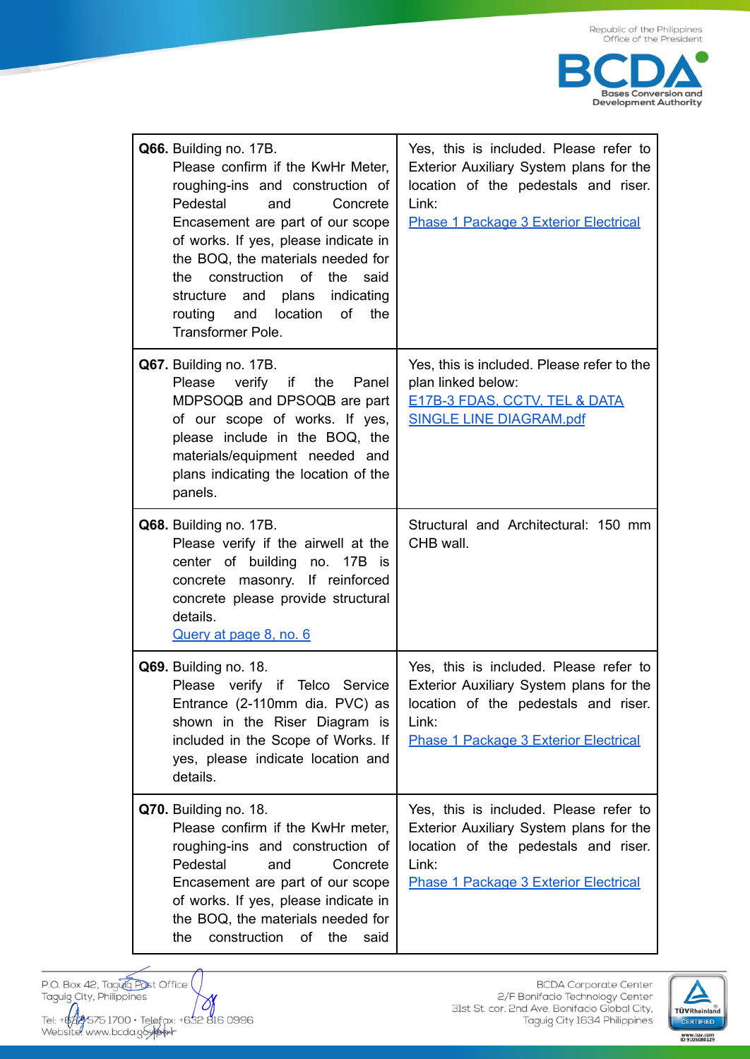| | |
|---|---|
| **Q66.** Building no. 17B. Please confirm if the KwHr Meter, roughing-ins and construction of Pedestal and Concrete Encasement are part of our scope of works. If yes, please indicate in the BOQ, the materials needed for the construction of the said structure and plans indicating routing and location of the Transformer Pole. | Yes, this is included. Please refer to Exterior Auxiliary System plans for the location of the pedestals and riser. Link: Phase 1 Package 3 Exterior Electrical |
| **Q67.** Building no. 17B. Please verify if the Panel MDPSOQB and DPSOQB are part of our scope of works. If yes, please include in the BOQ, the materials/equipment needed and plans indicating the location of the panels. | Yes, this is included. Please refer to the plan linked below: E17B-3 FDAS, CCTV, TEL & DATA SINGLE LINE DIAGRAM.pdf |
| **Q68.** Building no. 17B. Please verify if the airwell at the center of building no. 17B is concrete masonry. If reinforced concrete please provide structural details. Query at page 8, no. 6 | Structural and Architectural: 150 mm CHB wall. |
| **Q69.** Building no. 18. Please verify if Telco Service Entrance (2-110mm dia. PVC) as shown in the Riser Diagram is included in the Scope of Works. If yes, please indicate location and details. | Yes, this is included. Please refer to Exterior Auxiliary System plans for the location of the pedestals and riser. Link: Phase 1 Package 3 Exterior Electrical |
| **Q70.** Building no. 18. Please confirm if the KwHr meter, roughing-ins and construction of Pedestal and Concrete Encasement are part of our scope of works. If yes, please indicate in the BOQ, the materials needed for the construction of the said | Yes, this is included. Please refer to Exterior Auxiliary System plans for the location of the pedestals and riser. Link: Phase 1 Package 3 Exterior Electrical |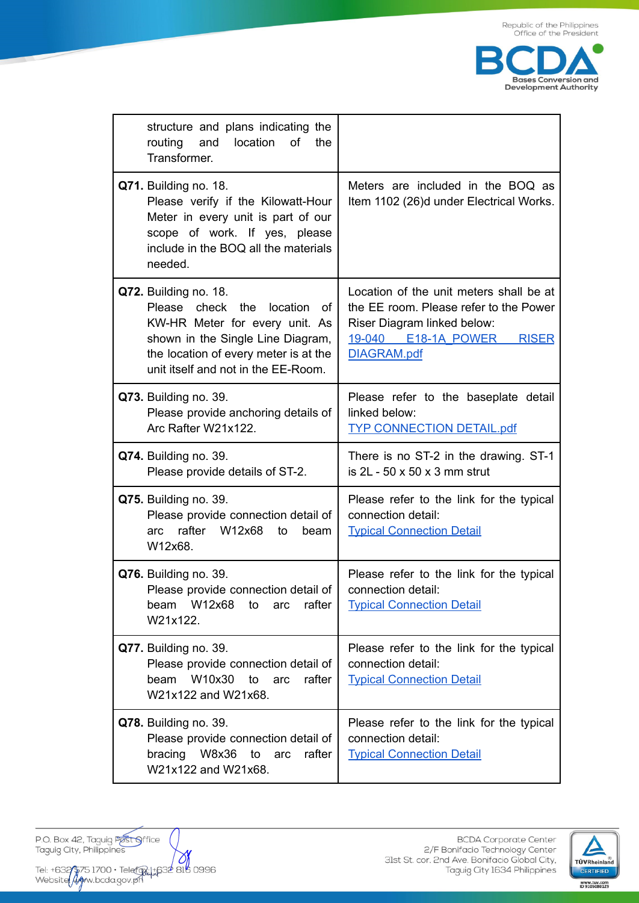| | |
|---|---|
| structure and plans indicating the routing and location of the Transformer. | |
| **Q71.** Building no. 18. Please verify if the Kilowatt-Hour Meter in every unit is part of our scope of work. If yes, please include in the BOQ all the materials needed. | Meters are included in the BOQ as Item 1102 (26)d under Electrical Works. |
| **Q72.** Building no. 18. Please check the location of KW-HR Meter for every unit. As shown in the Single Line Diagram, the location of every meter is at the unit itself and not in the EE-Room. | Location of the unit meters shall be at the EE room. Please refer to the Power Riser Diagram linked below: 19-040 E18-1A_POWER RISER DIAGRAM.pdf |
| **Q73.** Building no. 39. Please provide anchoring details of Arc Rafter W21x122. | Please refer to the baseplate detail linked below: TYP CONNECTION DETAIL.pdf |
| **Q74.** Building no. 39. Please provide details of ST-2. | There is no ST-2 in the drawing. ST-1 is 2L - 50 x 50 x 3 mm strut |
| **Q75.** Building no. 39. Please provide connection detail of arc rafter W12x68 to beam W12x68. | Please refer to the link for the typical connection detail: Typical Connection Detail |
| **Q76.** Building no. 39. Please provide connection detail of beam W12x68 to arc rafter W21x122. | Please refer to the link for the typical connection detail: Typical Connection Detail |
| **Q77.** Building no. 39. Please provide connection detail of beam W10x30 to arc rafter W21x122 and W21x68. | Please refer to the link for the typical connection detail: Typical Connection Detail |
| **Q78.** Building no. 39. Please provide connection detail of bracing W8x36 to arc rafter W21x122 and W21x68. | Please refer to the link for the typical connection detail: Typical Connection Detail |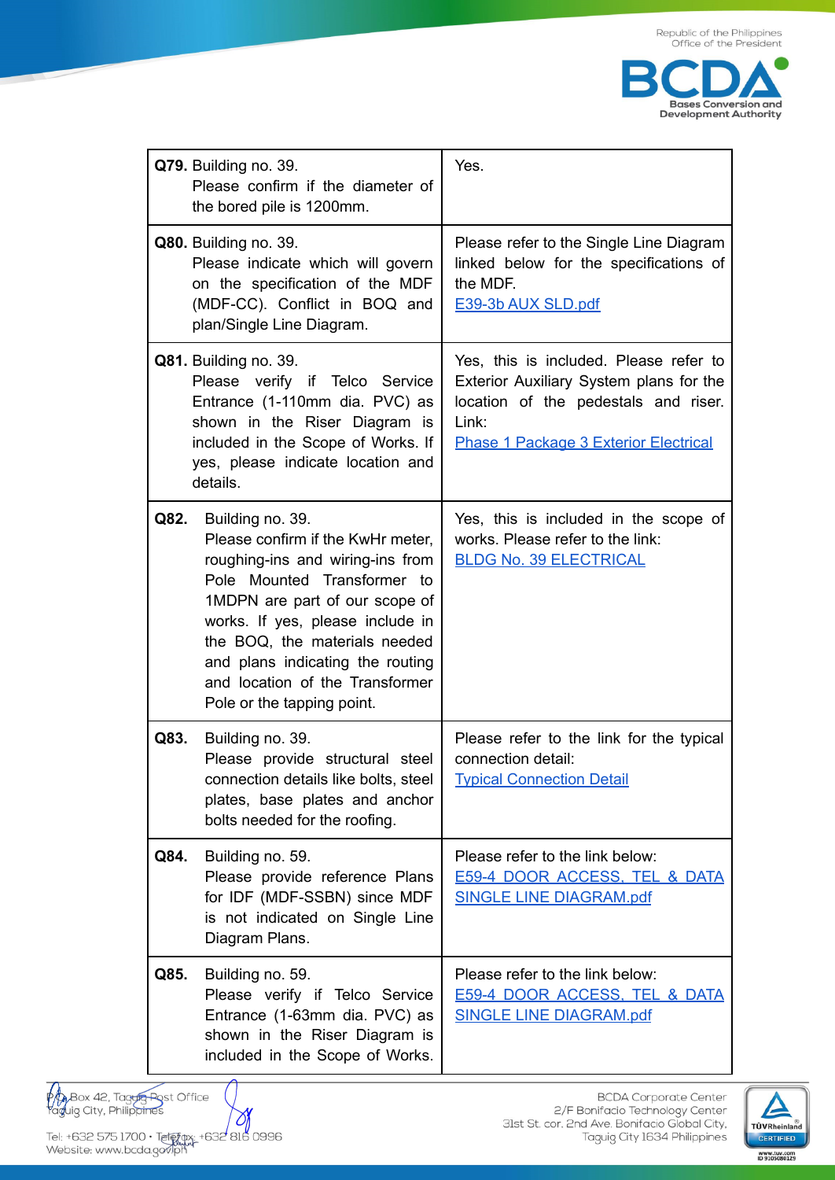| | |
|---|---|
| **Q79.** Building no. 39. Please confirm if the diameter of the bored pile is 1200mm. | Yes. |
| **Q80.** Building no. 39. Please indicate which will govern on the specification of the MDF (MDF-CC). Conflict in BOQ and plan/Single Line Diagram. | Please refer to the Single Line Diagram linked below for the specifications of the MDF. [E39-3b AUX SLD.pdf] |
| **Q81.** Building no. 39. Please verify if Telco Service Entrance (1-110mm dia. PVC) as shown in the Riser Diagram is included in the Scope of Works. If yes, please indicate location and details. | Yes, this is included. Please refer to Exterior Auxiliary System plans for the location of the pedestals and riser. Link: [Phase 1 Package 3 Exterior Electrical] |
| **Q82.** Building no. 39. Please confirm if the KwHr meter, roughing-ins and wiring-ins from Pole Mounted Transformer to 1MDPN are part of our scope of works. If yes, please include in the BOQ, the materials needed and plans indicating the routing and location of the Transformer Pole or the tapping point. | Yes, this is included in the scope of works. Please refer to the link: [BLDG No. 39 ELECTRICAL] |
| **Q83.** Building no. 39. Please provide structural steel connection details like bolts, steel plates, base plates and anchor bolts needed for the roofing. | Please refer to the link for the typical connection detail: [Typical Connection Detail] |
| **Q84.** Building no. 59. Please provide reference Plans for IDF (MDF-SSBN) since MDF is not indicated on Single Line Diagram Plans. | Please refer to the link below: [E59-4 DOOR ACCESS, TEL & DATA SINGLE LINE DIAGRAM.pdf] |
| **Q85.** Building no. 59. Please verify if Telco Service Entrance (1-63mm dia. PVC) as shown in the Riser Diagram is included in the Scope of Works. | Please refer to the link below: [E59-4 DOOR ACCESS, TEL & DATA SINGLE LINE DIAGRAM.pdf] |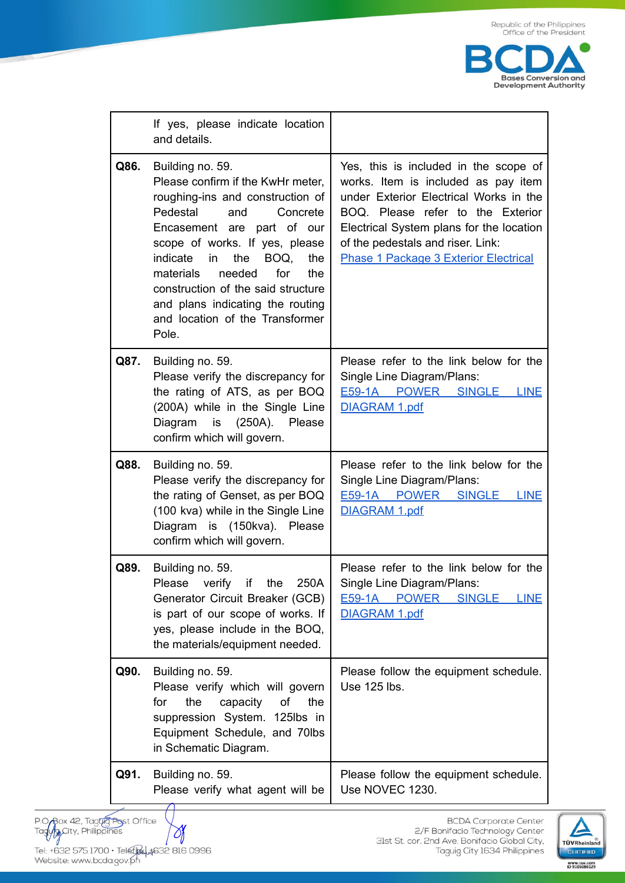| | | |
|---|---|---|
| | If yes, please indicate location and details. | |
| **Q86.** | Building no. 59.<br>Please confirm if the KwHr meter, roughing-ins and construction of Pedestal and Concrete Encasement are part of our scope of works. If yes, please indicate in the BOQ, the materials needed for the construction of the said structure and plans indicating the routing and location of the Transformer Pole. | Yes, this is included in the scope of works. Item is included as pay item under Exterior Electrical Works in the BOQ. Please refer to the Exterior Electrical System plans for the location of the pedestals and riser. Link: Phase 1 Package 3 Exterior Electrical |
| **Q87.** | Building no. 59.<br>Please verify the discrepancy for the rating of ATS, as per BOQ (200A) while in the Single Line Diagram is (250A). Please confirm which will govern. | Please refer to the link below for the Single Line Diagram/Plans: E59-1A POWER SINGLE LINE DIAGRAM 1.pdf |
| **Q88.** | Building no. 59.<br>Please verify the discrepancy for the rating of Genset, as per BOQ (100 kva) while in the Single Line Diagram is (150kva). Please confirm which will govern. | Please refer to the link below for the Single Line Diagram/Plans: E59-1A POWER SINGLE LINE DIAGRAM 1.pdf |
| **Q89.** | Building no. 59.<br>Please verify if the 250A Generator Circuit Breaker (GCB) is part of our scope of works. If yes, please include in the BOQ, the materials/equipment needed. | Please refer to the link below for the Single Line Diagram/Plans: E59-1A POWER SINGLE LINE DIAGRAM 1.pdf |
| **Q90.** | Building no. 59.<br>Please verify which will govern for the capacity of the suppression System. 125lbs in Equipment Schedule, and 70lbs in Schematic Diagram. | Please follow the equipment schedule. Use 125 lbs. |
| **Q91.** | Building no. 59.<br>Please verify what agent will be | Please follow the equipment schedule. Use NOVEC 1230. |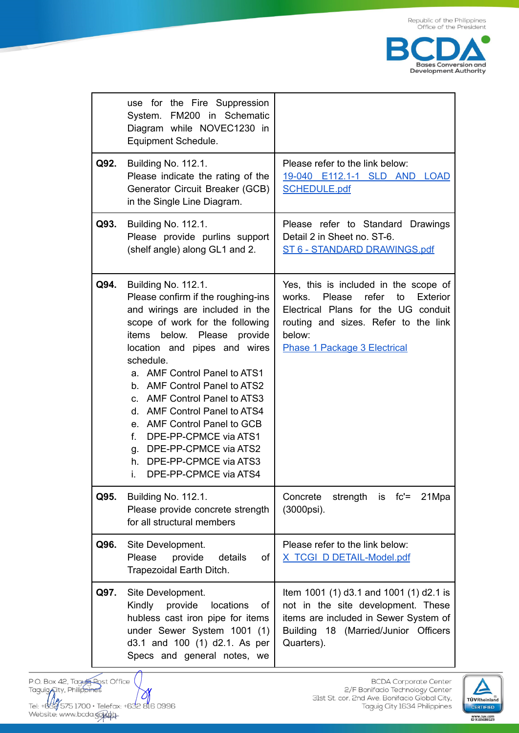| | |
|---|---|
| use for the Fire Suppression System. FM200 in Schematic Diagram while NOVEC1230 in Equipment Schedule. | |
| **Q92.** Building No. 112.1.<br>Please indicate the rating of the Generator Circuit Breaker (GCB) in the Single Line Diagram. | Please refer to the link below:<br>19-040_E112.1-1_SLD_AND_LOAD SCHEDULE.pdf |
| **Q93.** Building No. 112.1.<br>Please provide purlins support (shelf angle) along GL1 and 2. | Please refer to Standard Drawings Detail 2 in Sheet no. ST-6.<br>ST 6 - STANDARD DRAWINGS.pdf |
| **Q94.** Building No. 112.1.<br>Please confirm if the roughing-ins and wirings are included in the scope of work for the following items below. Please provide location and pipes and wires schedule.<br>a. AMF Control Panel to ATS1<br>b. AMF Control Panel to ATS2<br>c. AMF Control Panel to ATS3<br>d. AMF Control Panel to ATS4<br>e. AMF Control Panel to GCB<br>f. DPE-PP-CPMCE via ATS1<br>g. DPE-PP-CPMCE via ATS2<br>h. DPE-PP-CPMCE via ATS3<br>i. DPE-PP-CPMCE via ATS4 | Yes, this is included in the scope of works. Please refer to Exterior Electrical Plans for the UG conduit routing and sizes. Refer to the link below:<br>Phase 1 Package 3 Electrical |
| **Q95.** Building No. 112.1.<br>Please provide concrete strength for all structural members | Concrete strength is fc'= 21Mpa (3000psi). |
| **Q96.** Site Development.<br>Please provide details of Trapezoidal Earth Ditch. | Please refer to the link below:<br>X_TCGI_D DETAIL-Model.pdf |
| **Q97.** Site Development.<br>Kindly provide locations of hubless cast iron pipe for items under Sewer System 1001 (1) d3.1 and 100 (1) d2.1. As per Specs and general notes, we | Item 1001 (1) d3.1 and 1001 (1) d2.1 is not in the site development. These items are included in Sewer System Building 18 (Married/Junior Officers Quarters). |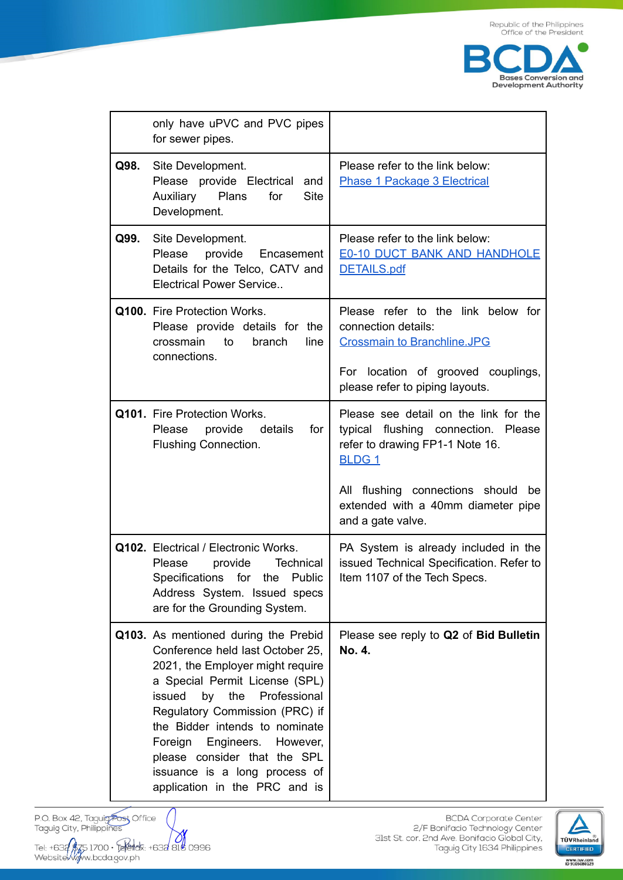| | |
|---|---|
| only have uPVC and PVC pipes for sewer pipes. | |
| **Q98.** Site Development. Please provide Electrical and Auxiliary Plans for Site Development. | Please refer to the link below: Phase 1 Package 3 Electrical |
| **Q99.** Site Development. Please provide Encasement Details for the Telco, CATV and Electrical Power Service.. | Please refer to the link below: E0-10 DUCT BANK AND HANDHOLE DETAILS.pdf |
| **Q100.** Fire Protection Works. Please provide details for the crossmain to branch line connections. | Please refer to the link below for connection details: Crossmain to Branchline.JPG<br><br>For location of grooved couplings, please refer to piping layouts. |
| **Q101.** Fire Protection Works. Please provide details for Flushing Connection. | Please see detail on the link for the typical flushing connection. Please refer to drawing FP1-1 Note 16. BLDG 1<br><br>All flushing connections should be extended with a 40mm diameter pipe and a gate valve. |
| **Q102.** Electrical / Electronic Works. Please provide Technical Specifications for the Public Address System. Issued specs are for the Grounding System. | PA System is already included in the issued Technical Specification. Refer to Item 1107 of the Tech Specs. |
| **Q103.** As mentioned during the Prebid Conference held last October 25, 2021, the Employer might require a Special Permit License (SPL) issued by the Professional Regulatory Commission (PRC) if the Bidder intends to nominate Foreign Engineers. However, please consider that the SPL issuance is a long process of application in the PRC and is | Please see reply to **Q2** of **Bid Bulletin No. 4.** |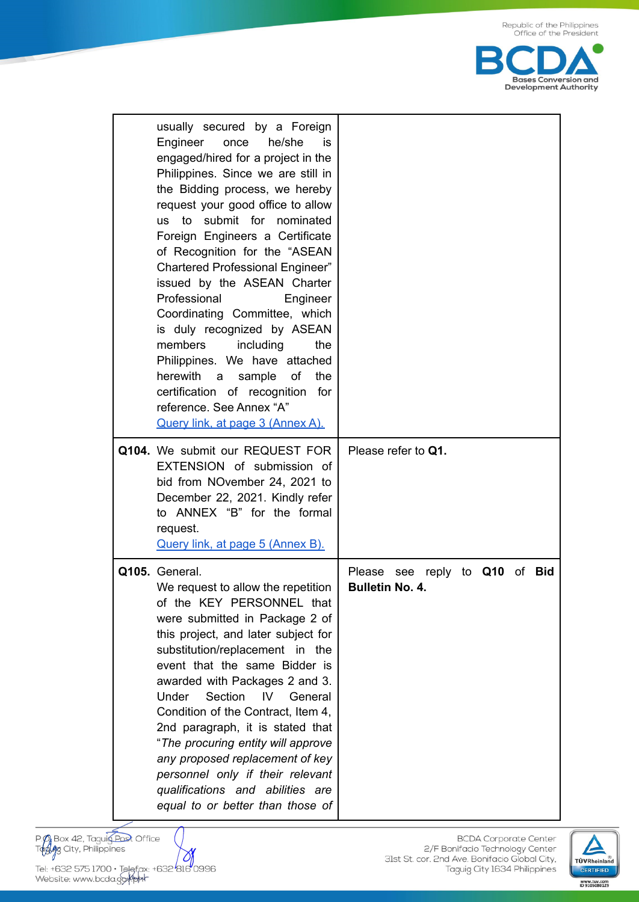| | |
|---|---|
| usually secured by a Foreign Engineer once he/she is engaged/hired for a project in the Philippines. Since we are still in the Bidding process, we hereby request your good office to allow us to submit for nominated Foreign Engineers a Certificate of Recognition for the "ASEAN Chartered Professional Engineer" issued by the ASEAN Charter Professional Engineer Coordinating Committee, which is duly recognized by ASEAN members including the Philippines. We have attached herewith a sample of the certification of recognition for reference. See Annex "A" Query link, at page 3 (Annex A). | |
| **Q104.** We submit our REQUEST FOR EXTENSION of submission of bid from NOvember 24, 2021 to December 22, 2021. Kindly refer to ANNEX "B" for the formal request. Query link, at page 5 (Annex B). | Please refer to **Q1.** |
| **Q105.** General. We request to allow the repetition of the KEY PERSONNEL that were submitted in Package 2 of this project, and later subject for substitution/replacement in the event that the same Bidder is awarded with Packages 2 and 3. Under Section IV General Condition of the Contract, Item 4, 2nd paragraph, it is stated that "*The procuring entity will approve any proposed replacement of key personnel only if their relevant qualifications and abilities are equal to or better than those of* | Please see reply to **Q10** of **Bid Bulletin No. 4.** |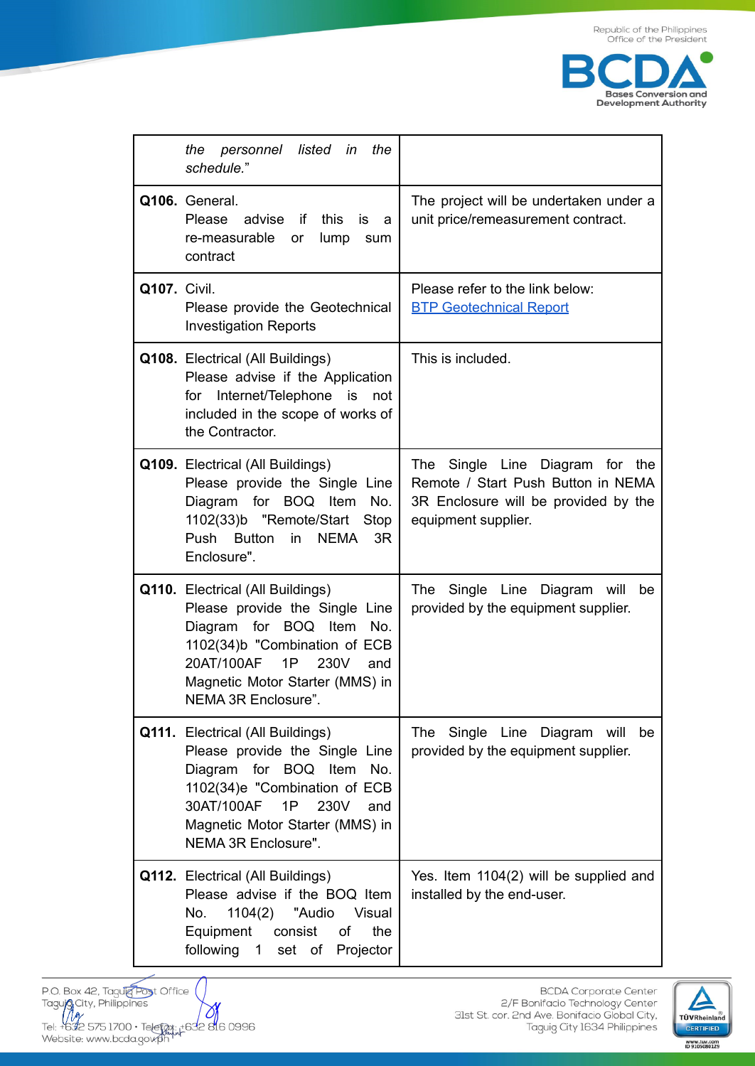| | |
|---|---|
| *the personnel listed in the schedule.*" | |
| **Q106.** General.<br>Please advise if this is a re-measurable or lump sum contract | The project will be undertaken under a unit price/remeasurement contract. |
| **Q107.** Civil.<br>Please provide the Geotechnical Investigation Reports | Please refer to the link below:<br>BTP Geotechnical Report |
| **Q108.** Electrical (All Buildings)<br>Please advise if the Application for Internet/Telephone is not included in the scope of works of the Contractor. | This is included. |
| **Q109.** Electrical (All Buildings)<br>Please provide the Single Line Diagram for BOQ Item No. 1102(33)b "Remote/Start Stop Push Button in NEMA 3R Enclosure". | The Single Line Diagram for the Remote / Start Push Button in NEMA 3R Enclosure will be provided by the equipment supplier. |
| **Q110.** Electrical (All Buildings)<br>Please provide the Single Line Diagram for BOQ Item No. 1102(34)b "Combination of ECB 20AT/100AF 1P 230V and Magnetic Motor Starter (MMS) in NEMA 3R Enclosure". | The Single Line Diagram will be provided by the equipment supplier. |
| **Q111.** Electrical (All Buildings)<br>Please provide the Single Line Diagram for BOQ Item No. 1102(34)e "Combination of ECB 30AT/100AF 1P 230V and Magnetic Motor Starter (MMS) in NEMA 3R Enclosure". | The Single Line Diagram will be provided by the equipment supplier. |
| **Q112.** Electrical (All Buildings)<br>Please advise if the BOQ Item No. 1104(2) "Audio Visual Equipment consist of the following 1 set of Projector | Yes. Item 1104(2) will be supplied and installed by the end-user. |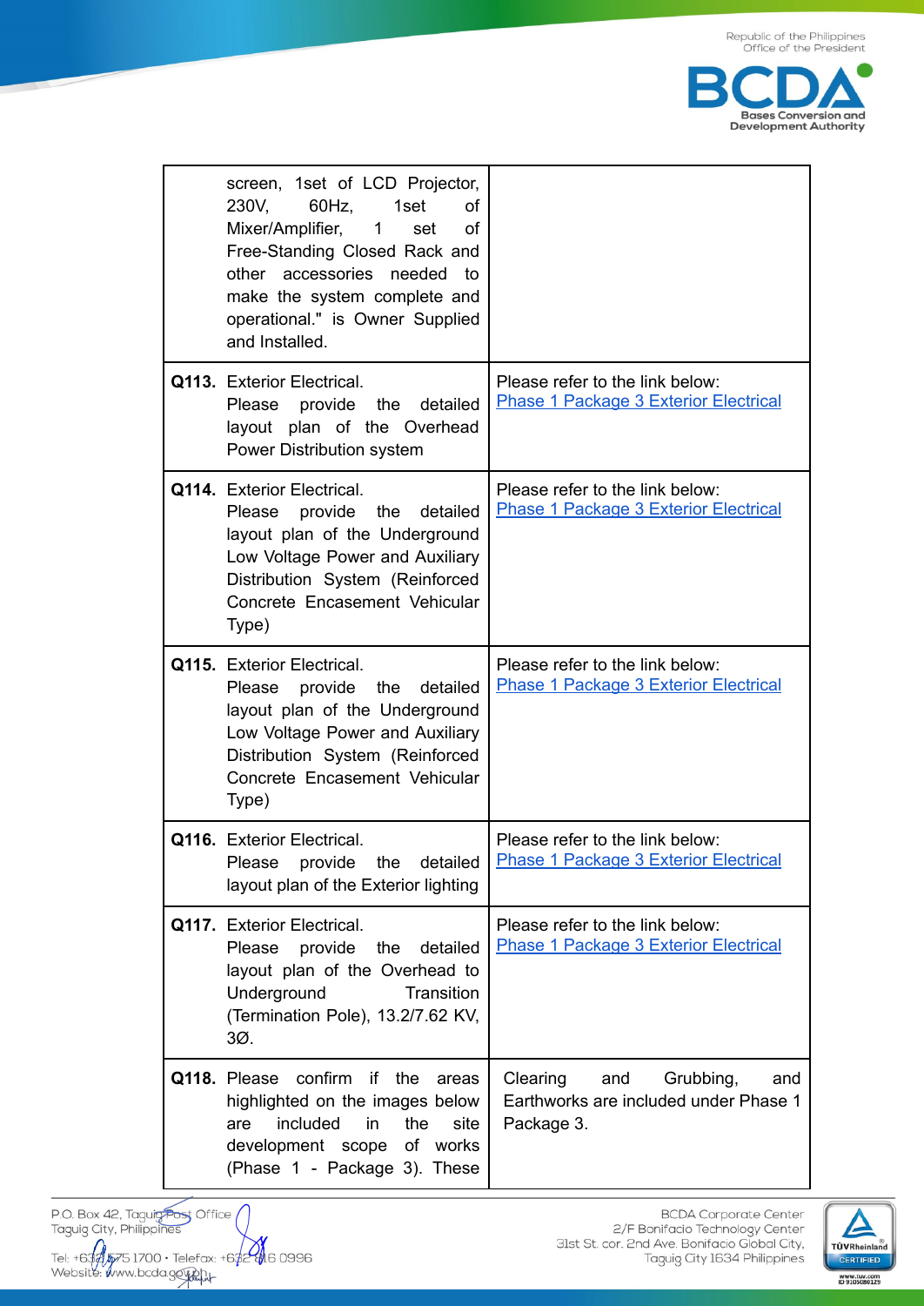| | |
|---|---|
| screen, 1set of LCD Projector, 230V, 60Hz, 1set of Mixer/Amplifier, 1 set of Free-Standing Closed Rack and other accessories needed to make the system complete and operational." is Owner Supplied and Installed. | |
| **Q113.** Exterior Electrical. Please provide the detailed layout plan of the Overhead Power Distribution system | Please refer to the link below: [Phase 1 Package 3 Exterior Electrical]() |
| **Q114.** Exterior Electrical. Please provide the detailed layout plan of the Underground Low Voltage Power and Auxiliary Distribution System (Reinforced Concrete Encasement Vehicular Type) | Please refer to the link below: [Phase 1 Package 3 Exterior Electrical]() |
| **Q115.** Exterior Electrical. Please provide the detailed layout plan of the Underground Low Voltage Power and Auxiliary Distribution System (Reinforced Concrete Encasement Vehicular Type) | Please refer to the link below: [Phase 1 Package 3 Exterior Electrical]() |
| **Q116.** Exterior Electrical. Please provide the detailed layout plan of the Exterior lighting | Please refer to the link below: [Phase 1 Package 3 Exterior Electrical]() |
| **Q117.** Exterior Electrical. Please provide the detailed layout plan of the Overhead to Underground Transition (Termination Pole), 13.2/7.62 KV, 3Ø. | Please refer to the link below: [Phase 1 Package 3 Exterior Electrical]() |
| **Q118.** Please confirm if the areas highlighted on the images below are included in the site development scope of works (Phase 1 - Package 3). These | Clearing and Grubbing, and Earthworks are included under Phase 1 Package 3. |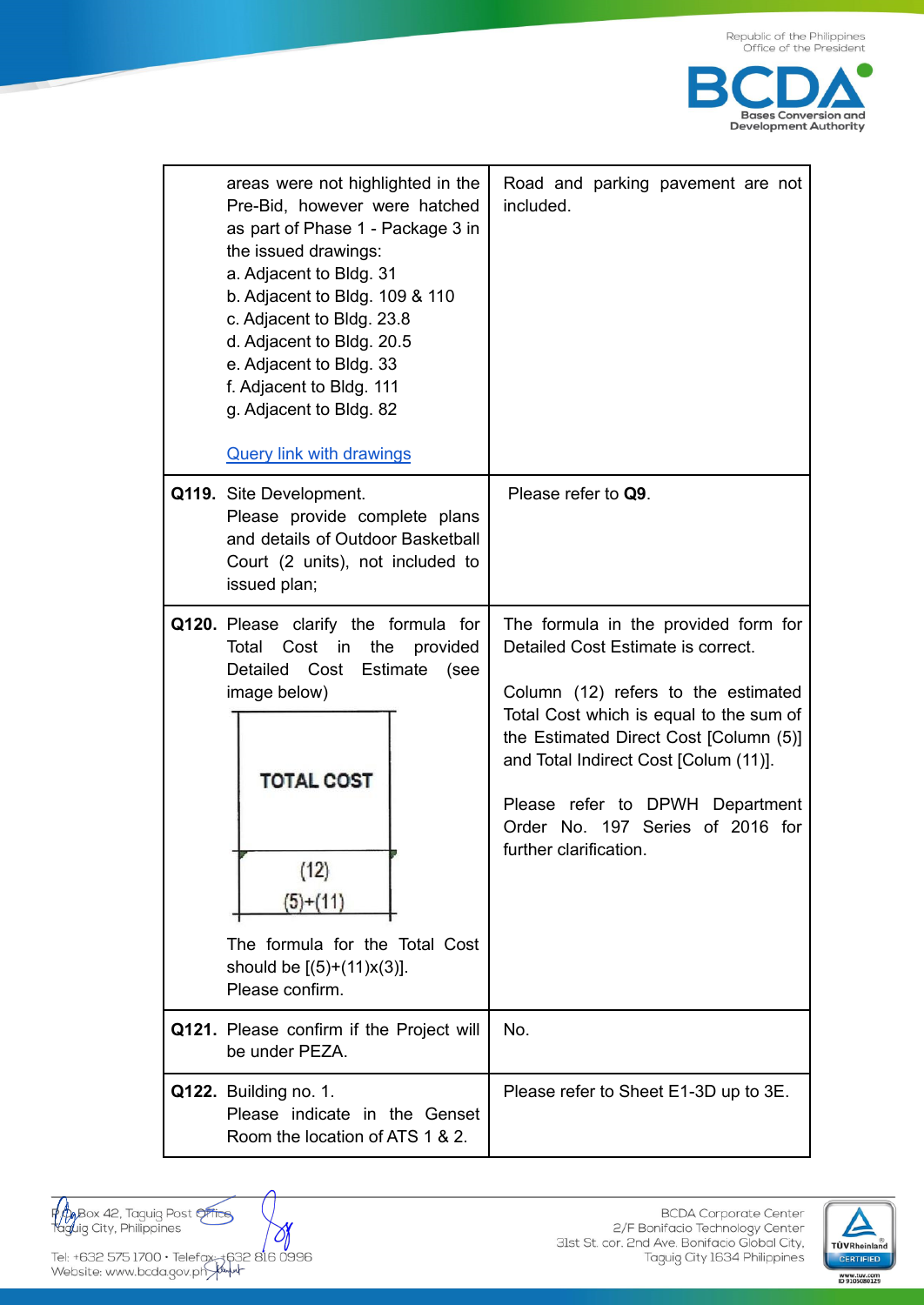| | |
|---|---|
| areas were not highlighted in the Pre-Bid, however were hatched as part of Phase 1 - Package 3 in the issued drawings:<br>a. Adjacent to Bldg. 31<br>b. Adjacent to Bldg. 109 & 110<br>c. Adjacent to Bldg. 23.8<br>d. Adjacent to Bldg. 20.5<br>e. Adjacent to Bldg. 33<br>f. Adjacent to Bldg. 111<br>g. Adjacent to Bldg. 82<br><br>Query link with drawings | Road and parking pavement are not included. |
| **Q119.** Site Development.<br>Please provide complete plans and details of Outdoor Basketball Court (2 units), not included to issued plan; | Please refer to **Q9**. |
| **Q120.** Please clarify the formula for Total Cost in the provided Detailed Cost Estimate (see image below)<br><br>TOTAL COST<br>(12)<br>(5)+(11)<br><br>The formula for the Total Cost should be [(5)+(11)x(3)].<br>Please confirm. | The formula in the provided form for Detailed Cost Estimate is correct.<br><br>Column (12) refers to the estimated Total Cost which is equal to the sum of the Estimated Direct Cost [Column (5)] and Total Indirect Cost [Colum (11)].<br><br>Please refer to DPWH Department Order No. 197 Series of 2016 for further clarification. |
| **Q121.** Please confirm if the Project will be under PEZA. | No. |
| **Q122.** Building no. 1.<br>Please indicate in the Genset Room the location of ATS 1 & 2. | Please refer to Sheet E1-3D up to 3E. |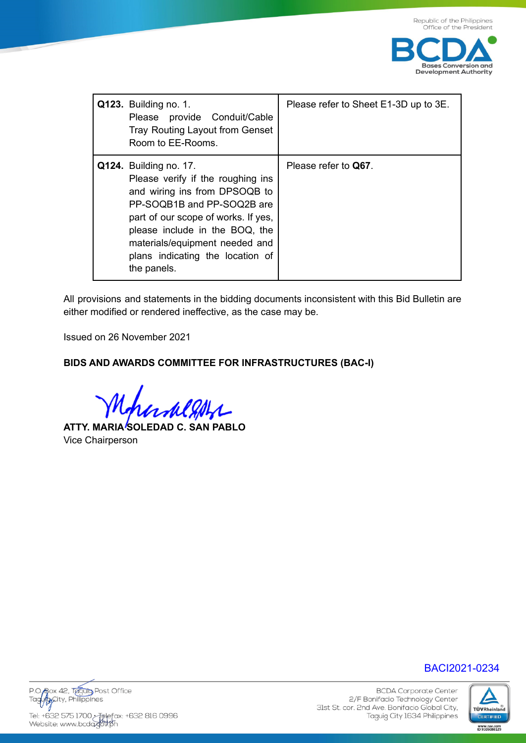| | |
|---|---|
| **Q123.** Building no. 1. Please provide Conduit/Cable Tray Routing Layout from Genset Room to EE-Rooms. | Please refer to Sheet E1-3D up to 3E. |
| **Q124.** Building no. 17. Please verify if the roughing ins and wiring ins from DPSOQB to PP-SOQB1B and PP-SOQ2B are part of our scope of works. If yes, please include in the BOQ, the materials/equipment needed and plans indicating the location of the panels. | Please refer to **Q67**. |

All provisions and statements in the bidding documents inconsistent with this Bid Bulletin are either modified or rendered ineffective, as the case may be.

Issued on 26 November 2021

**BIDS AND AWARDS COMMITTEE FOR INFRASTRUCTURES (BAC-I)**

**ATTY. MARIA SOLEDAD C. SAN PABLO**
Vice Chairperson

BACI2021-0234